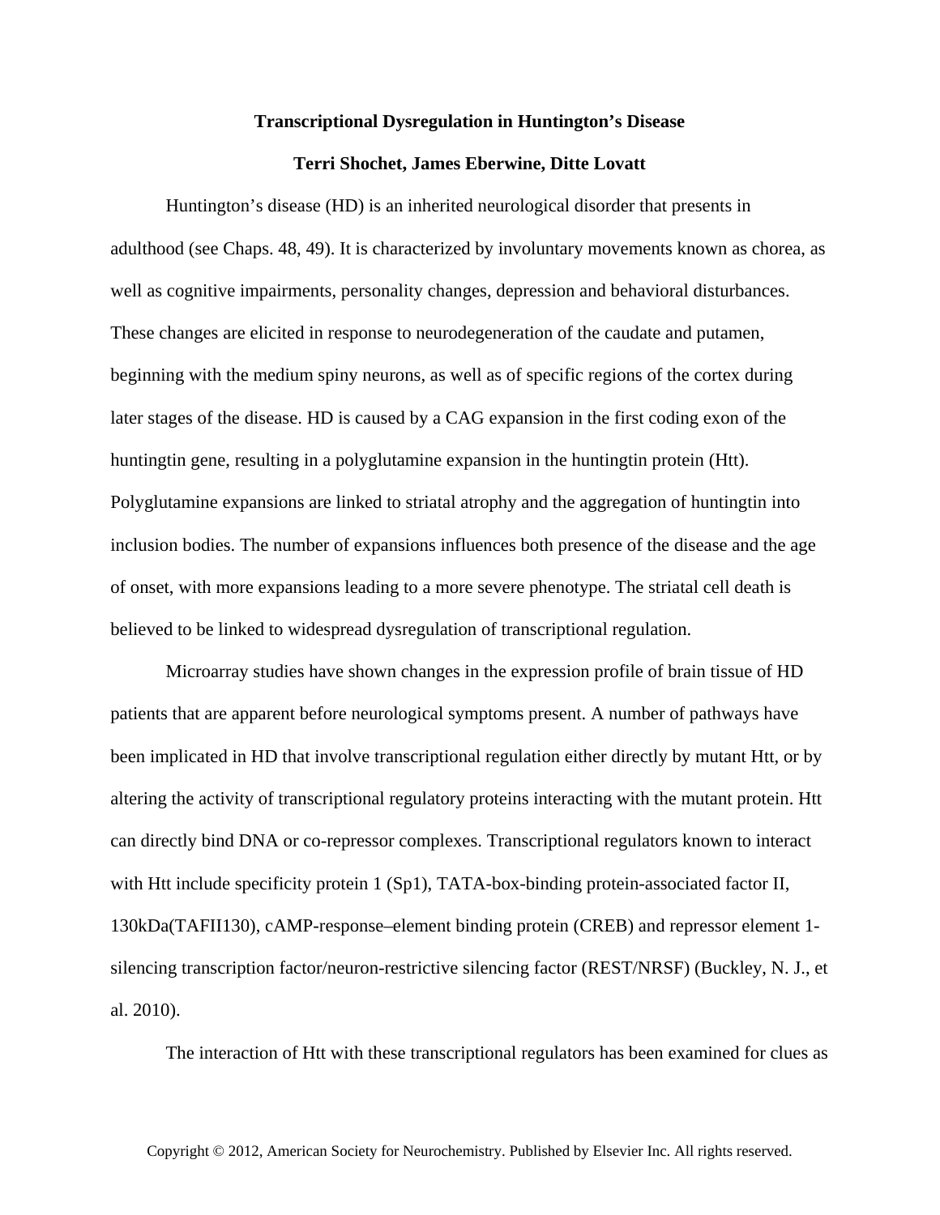# Transcriptional Dysregulation in Huntington's Disease

**Terri Shochet, James Eberwine, Ditte Lovatt**

Huntington's disease (HD) is an inherited neurological disorder that presents in adulthood (see Chaps. 48, 49). It is characterized by involuntary movements known as chorea, as well as cognitive impairments, personality changes, depression and behavioral disturbances. These changes are elicited in response to neurodegeneration of the caudate and putamen, beginning with the medium spiny neurons, as well as of specific regions of the cortex during later stages of the disease. HD is caused by a CAG expansion in the first coding exon of the huntingtin gene, resulting in a polyglutamine expansion in the huntingtin protein (Htt). Polyglutamine expansions are linked to striatal atrophy and the aggregation of huntingtin into inclusion bodies. The number of expansions influences both presence of the disease and the age of onset, with more expansions leading to a more severe phenotype. The striatal cell death is believed to be linked to widespread dysregulation of transcriptional regulation.

Microarray studies have shown changes in the expression profile of brain tissue of HD patients that are apparent before neurological symptoms present. A number of pathways have been implicated in HD that involve transcriptional regulation either directly by mutant Htt, or by altering the activity of transcriptional regulatory proteins interacting with the mutant protein. Htt can directly bind DNA or co-repressor complexes. Transcriptional regulators known to interact with Htt include specificity protein 1 (Sp1), TATA-box-binding protein-associated factor II, 130kDa(TAFII130), cAMP-response–element binding protein (CREB) and repressor element 1-silencing transcription factor/neuron-restrictive silencing factor (REST/NRSF) (Buckley, N. J., et al. 2010).

The interaction of Htt with these transcriptional regulators has been examined for clues as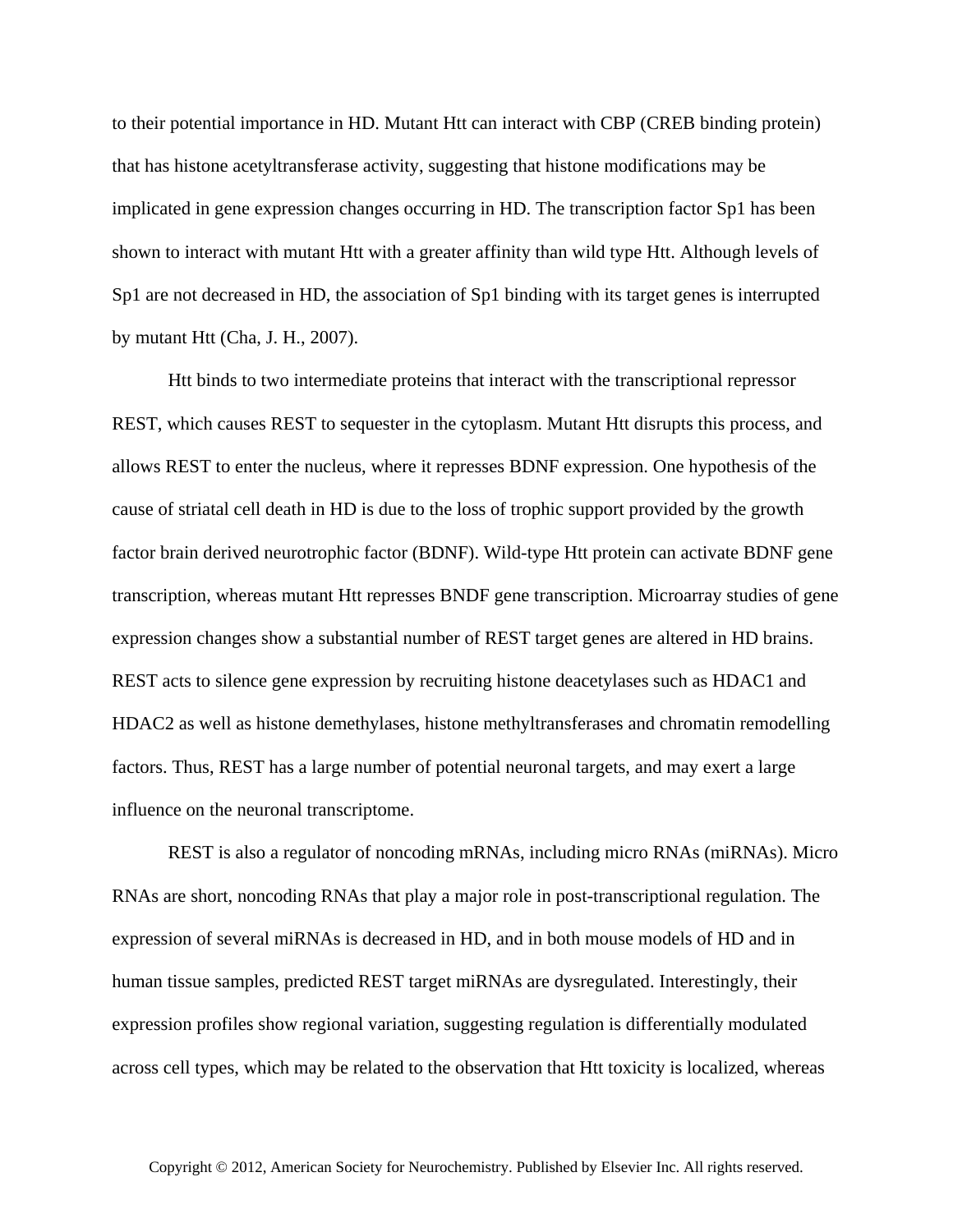to their potential importance in HD. Mutant Htt can interact with CBP (CREB binding protein) that has histone acetyltransferase activity, suggesting that histone modifications may be implicated in gene expression changes occurring in HD. The transcription factor Sp1 has been shown to interact with mutant Htt with a greater affinity than wild type Htt. Although levels of Sp1 are not decreased in HD, the association of Sp1 binding with its target genes is interrupted by mutant Htt (Cha, J. H., 2007).

Htt binds to two intermediate proteins that interact with the transcriptional repressor REST, which causes REST to sequester in the cytoplasm. Mutant Htt disrupts this process, and allows REST to enter the nucleus, where it represses BDNF expression. One hypothesis of the cause of striatal cell death in HD is due to the loss of trophic support provided by the growth factor brain derived neurotrophic factor (BDNF). Wild-type Htt protein can activate BDNF gene transcription, whereas mutant Htt represses BNDF gene transcription. Microarray studies of gene expression changes show a substantial number of REST target genes are altered in HD brains. REST acts to silence gene expression by recruiting histone deacetylases such as HDAC1 and HDAC2 as well as histone demethylases, histone methyltransferases and chromatin remodelling factors. Thus, REST has a large number of potential neuronal targets, and may exert a large influence on the neuronal transcriptome.

REST is also a regulator of noncoding mRNAs, including micro RNAs (miRNAs). Micro RNAs are short, noncoding RNAs that play a major role in post-transcriptional regulation. The expression of several miRNAs is decreased in HD, and in both mouse models of HD and in human tissue samples, predicted REST target miRNAs are dysregulated. Interestingly, their expression profiles show regional variation, suggesting regulation is differentially modulated across cell types, which may be related to the observation that Htt toxicity is localized, whereas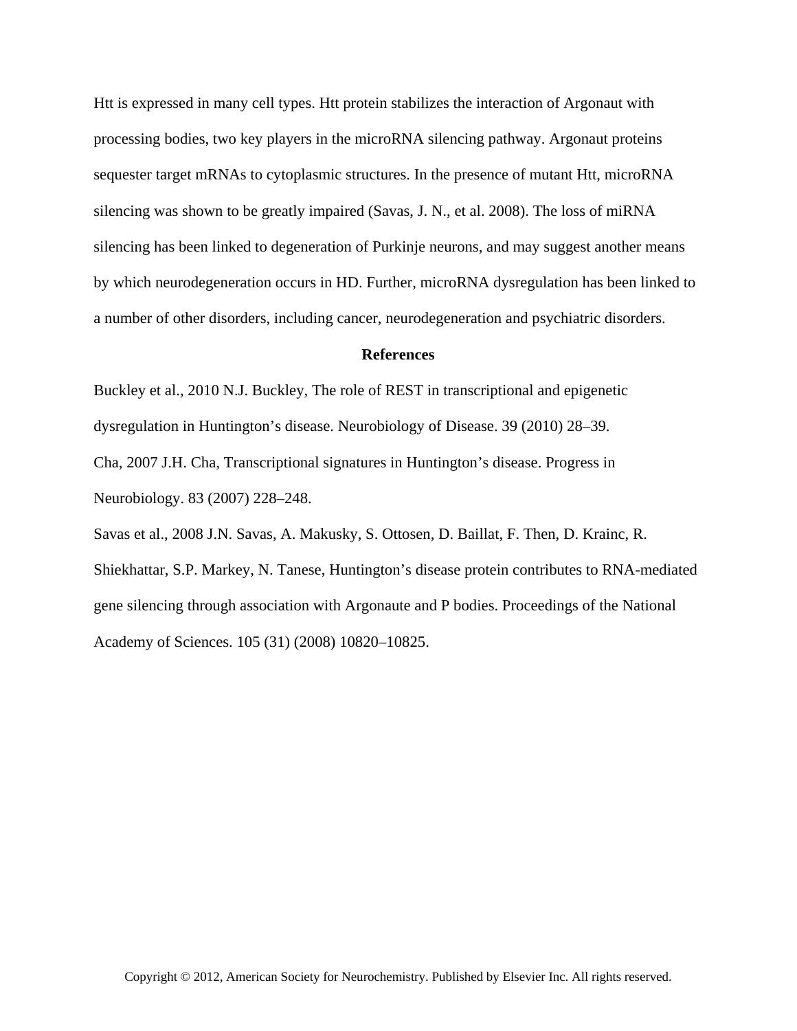Htt is expressed in many cell types. Htt protein stabilizes the interaction of Argonaut with processing bodies, two key players in the microRNA silencing pathway. Argonaut proteins sequester target mRNAs to cytoplasmic structures. In the presence of mutant Htt, microRNA silencing was shown to be greatly impaired (Savas, J. N., et al. 2008). The loss of miRNA silencing has been linked to degeneration of Purkinje neurons, and may suggest another means by which neurodegeneration occurs in HD. Further, microRNA dysregulation has been linked to a number of other disorders, including cancer, neurodegeneration and psychiatric disorders.

**References**

Buckley et al., 2010 N.J. Buckley, The role of REST in transcriptional and epigenetic dysregulation in Huntington's disease. Neurobiology of Disease. 39 (2010) 28–39.

Cha, 2007 J.H. Cha, Transcriptional signatures in Huntington's disease. Progress in Neurobiology. 83 (2007) 228–248.

Savas et al., 2008 J.N. Savas, A. Makusky, S. Ottosen, D. Baillat, F. Then, D. Krainc, R. Shiekhattar, S.P. Markey, N. Tanese, Huntington's disease protein contributes to RNA-mediated gene silencing through association with Argonaute and P bodies. Proceedings of the National Academy of Sciences. 105 (31) (2008) 10820–10825.

Copyright © 2012, American Society for Neurochemistry. Published by Elsevier Inc. All rights reserved.